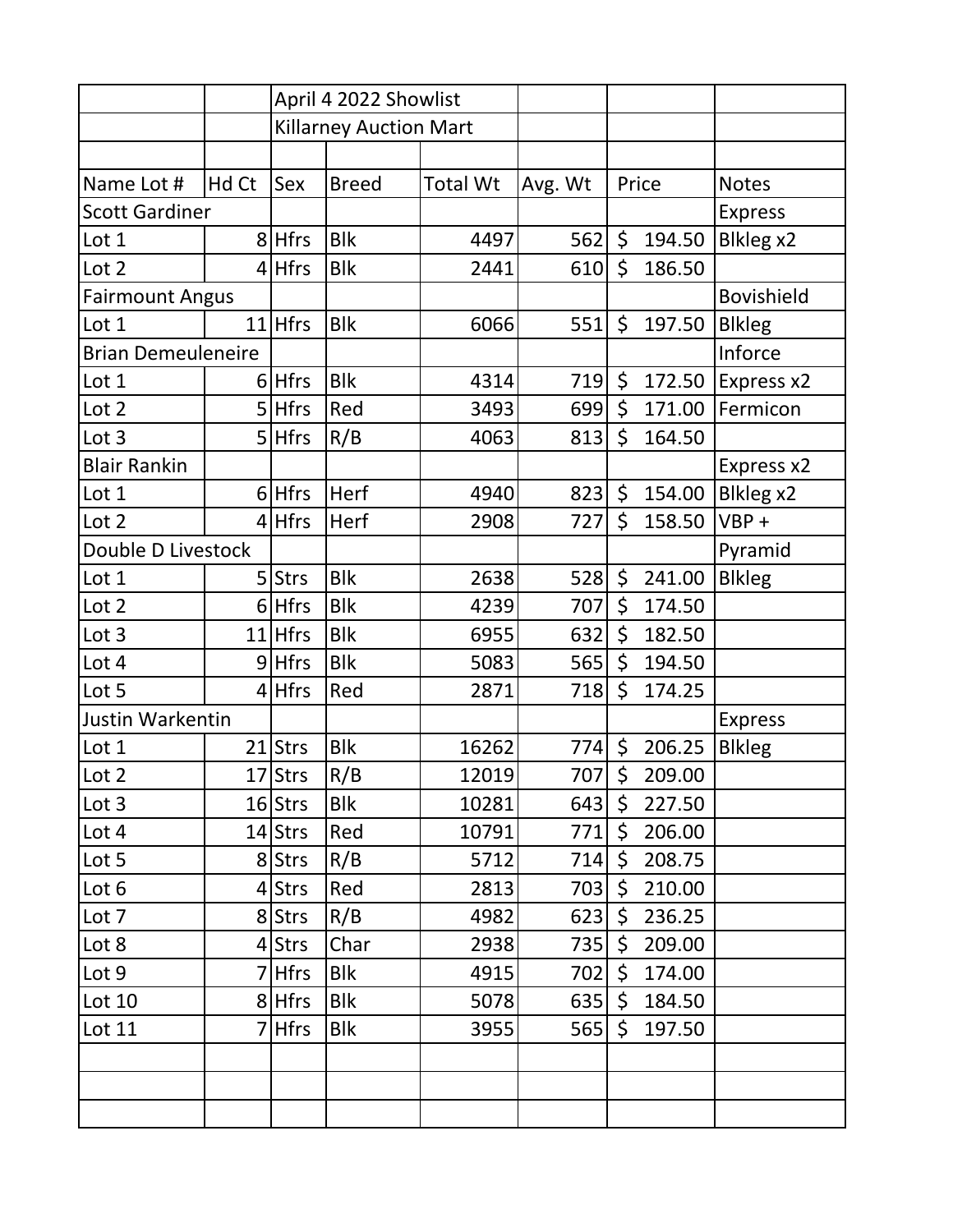| | | April 4 2022 Showlist | | | | | |
|---|---|---|---|---|---|---|---|
| | | Killarney Auction Mart | | | | | |
| | | | | | | | |
| Name Lot # | Hd Ct | Sex | Breed | Total Wt | Avg. Wt | Price | Notes |
| Scott Gardiner | | | | | | | Express |
| Lot 1 | 8 | Hfrs | Blk | 4497 | 562 | $ 194.50 | Blkleg x2 |
| Lot 2 | 4 | Hfrs | Blk | 2441 | 610 | $ 186.50 | |
| Fairmount Angus | | | | | | | Bovishield |
| Lot 1 | 11 | Hfrs | Blk | 6066 | 551 | $ 197.50 | Blkleg |
| Brian Demeuleneire | | | | | | | Inforce |
| Lot 1 | 6 | Hfrs | Blk | 4314 | 719 | $ 172.50 | Express x2 |
| Lot 2 | 5 | Hfrs | Red | 3493 | 699 | $ 171.00 | Fermicon |
| Lot 3 | 5 | Hfrs | R/B | 4063 | 813 | $ 164.50 | |
| Blair Rankin | | | | | | | Express x2 |
| Lot 1 | 6 | Hfrs | Herf | 4940 | 823 | $ 154.00 | Blkleg x2 |
| Lot 2 | 4 | Hfrs | Herf | 2908 | 727 | $ 158.50 | VBP + |
| Double D Livestock | | | | | | | Pyramid |
| Lot 1 | 5 | Strs | Blk | 2638 | 528 | $ 241.00 | Blkleg |
| Lot 2 | 6 | Hfrs | Blk | 4239 | 707 | $ 174.50 | |
| Lot 3 | 11 | Hfrs | Blk | 6955 | 632 | $ 182.50 | |
| Lot 4 | 9 | Hfrs | Blk | 5083 | 565 | $ 194.50 | |
| Lot 5 | 4 | Hfrs | Red | 2871 | 718 | $ 174.25 | |
| Justin Warkentin | | | | | | | Express |
| Lot 1 | 21 | Strs | Blk | 16262 | 774 | $ 206.25 | Blkleg |
| Lot 2 | 17 | Strs | R/B | 12019 | 707 | $ 209.00 | |
| Lot 3 | 16 | Strs | Blk | 10281 | 643 | $ 227.50 | |
| Lot 4 | 14 | Strs | Red | 10791 | 771 | $ 206.00 | |
| Lot 5 | 8 | Strs | R/B | 5712 | 714 | $ 208.75 | |
| Lot 6 | 4 | Strs | Red | 2813 | 703 | $ 210.00 | |
| Lot 7 | 8 | Strs | R/B | 4982 | 623 | $ 236.25 | |
| Lot 8 | 4 | Strs | Char | 2938 | 735 | $ 209.00 | |
| Lot 9 | 7 | Hfrs | Blk | 4915 | 702 | $ 174.00 | |
| Lot 10 | 8 | Hfrs | Blk | 5078 | 635 | $ 184.50 | |
| Lot 11 | 7 | Hfrs | Blk | 3955 | 565 | $ 197.50 | |
| | | | | | | | |
| | | | | | | | |
| | | | | | | | |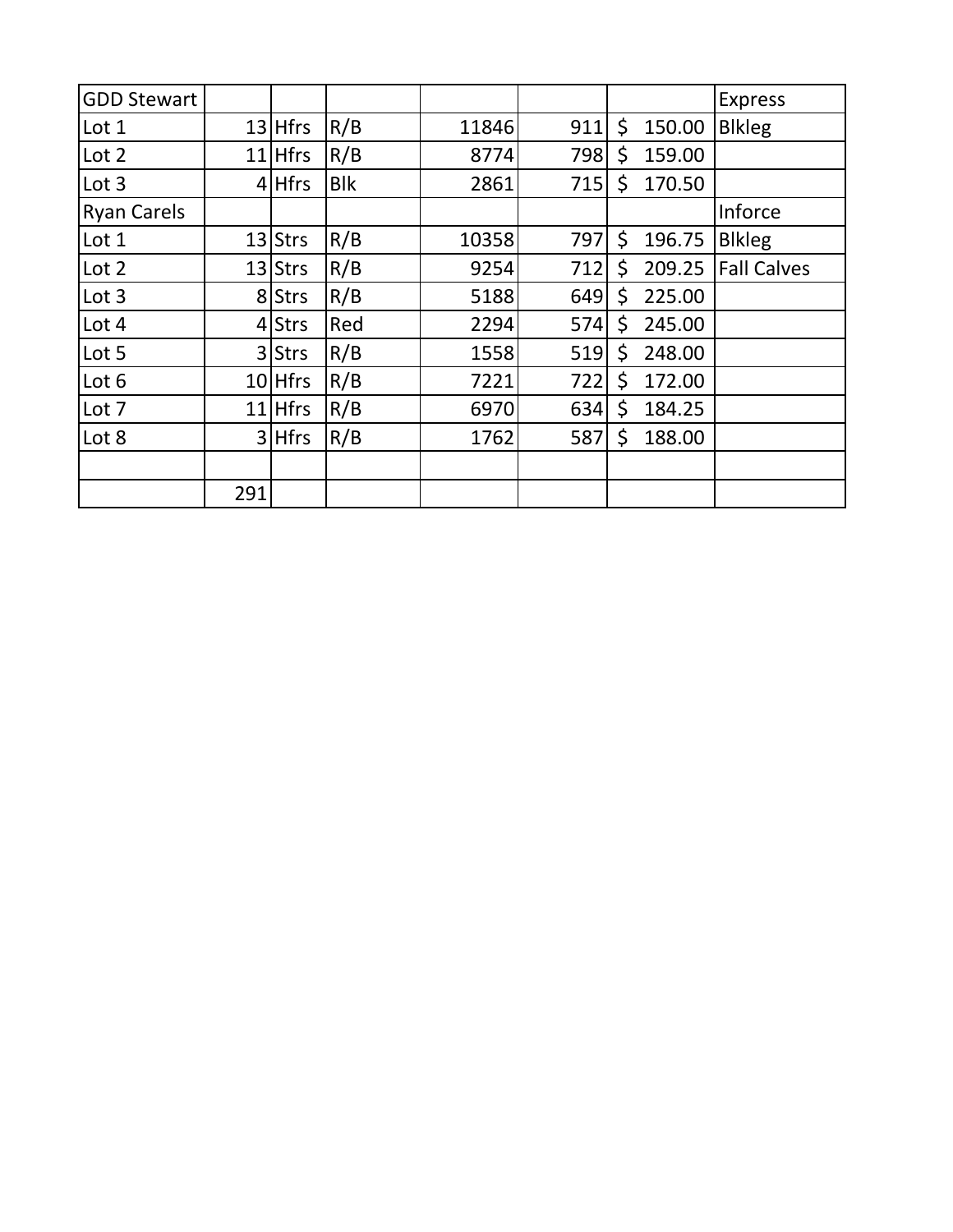| | | | | | | | |
|---|---|---|---|---|---|---|---|
| GDD Stewart | | | | | | | Express |
| Lot 1 | 13 | Hfrs | R/B | 11846 | 911 | $ 150.00 | Blkleg |
| Lot 2 | 11 | Hfrs | R/B | 8774 | 798 | $ 159.00 | |
| Lot 3 | 4 | Hfrs | Blk | 2861 | 715 | $ 170.50 | |
| Ryan Carels | | | | | | | Inforce |
| Lot 1 | 13 | Strs | R/B | 10358 | 797 | $ 196.75 | Blkleg |
| Lot 2 | 13 | Strs | R/B | 9254 | 712 | $ 209.25 | Fall Calves |
| Lot 3 | 8 | Strs | R/B | 5188 | 649 | $ 225.00 | |
| Lot 4 | 4 | Strs | Red | 2294 | 574 | $ 245.00 | |
| Lot 5 | 3 | Strs | R/B | 1558 | 519 | $ 248.00 | |
| Lot 6 | 10 | Hfrs | R/B | 7221 | 722 | $ 172.00 | |
| Lot 7 | 11 | Hfrs | R/B | 6970 | 634 | $ 184.25 | |
| Lot 8 | 3 | Hfrs | R/B | 1762 | 587 | $ 188.00 | |
| | | | | | | | |
| | 291 | | | | | | |